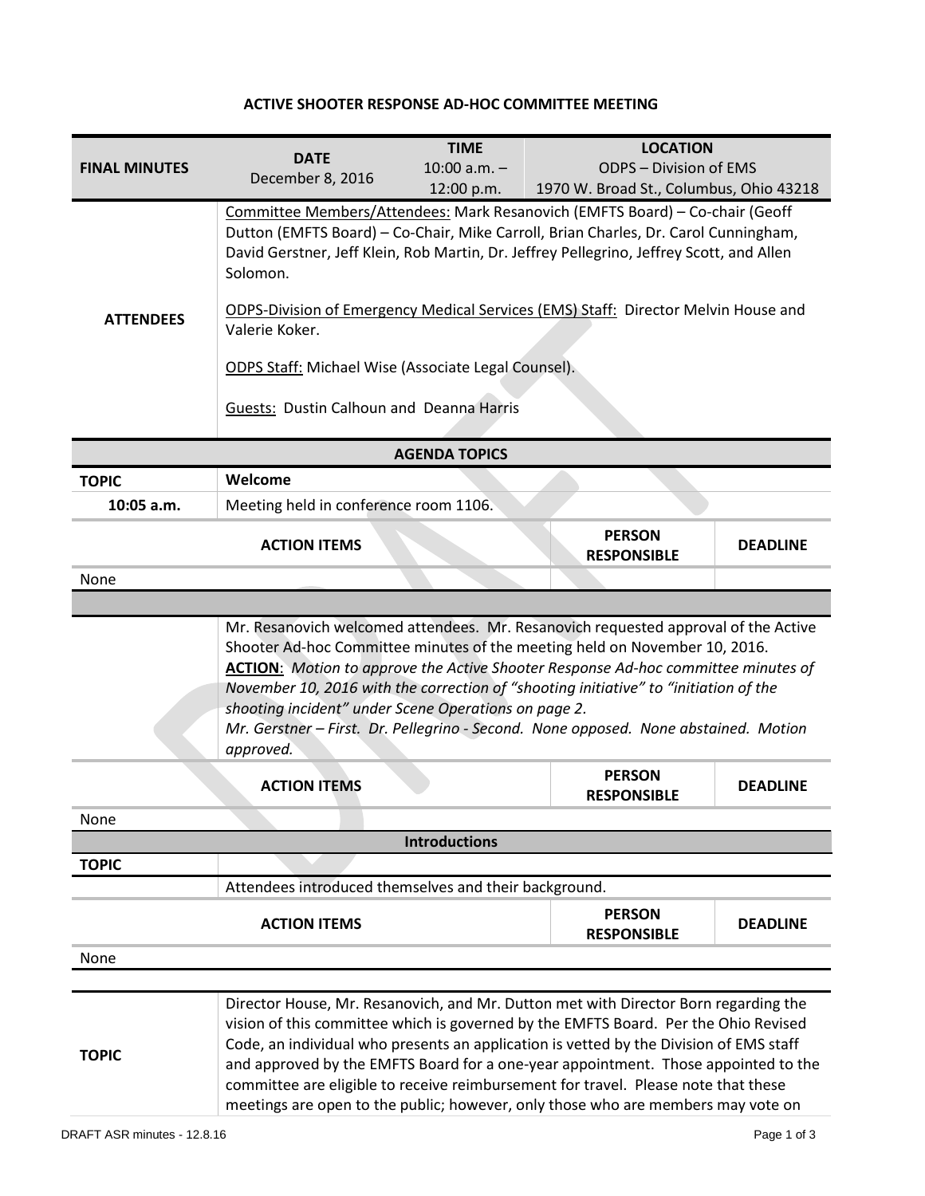**ACTIVE SHOOTER RESPONSE AD-HOC COMMITTEE MEETING**

| FINAL MINUTES | DATE | TIME | LOCATION |
|---|---|---|---|
| | December 8, 2016 | 10:00 a.m. – 12:00 p.m. | ODPS – Division of EMS<br>1970 W. Broad St., Columbus, Ohio 43218 |

**ATTENDEES**

Committee Members/Attendees: Mark Resanovich (EMFTS Board) – Co-chair (Geoff Dutton (EMFTS Board) – Co-Chair, Mike Carroll, Brian Charles, Dr. Carol Cunningham, David Gerstner, Jeff Klein, Rob Martin, Dr. Jeffrey Pellegrino, Jeffrey Scott, and Allen Solomon.

ODPS-Division of Emergency Medical Services (EMS) Staff: Director Melvin House and Valerie Koker.

ODPS Staff: Michael Wise (Associate Legal Counsel).

Guests: Dustin Calhoun and Deanna Harris

**AGENDA TOPICS**

| TOPIC | Welcome |
|---|---|
| 10:05 a.m. | Meeting held in conference room 1106. |

| ACTION ITEMS | PERSON RESPONSIBLE | DEADLINE |
|---|---|---|
| None | | |

Mr. Resanovich welcomed attendees. Mr. Resanovich requested approval of the Active Shooter Ad-hoc Committee minutes of the meeting held on November 10, 2016.
**ACTION**: *Motion to approve the Active Shooter Response Ad-hoc committee minutes of November 10, 2016 with the correction of "shooting initiative" to "initiation of the shooting incident" under Scene Operations on page 2.*
*Mr. Gerstner – First. Dr. Pellegrino - Second. None opposed. None abstained. Motion approved.*

| ACTION ITEMS | PERSON RESPONSIBLE | DEADLINE |
|---|---|---|
| None | | |

**Introductions**

| TOPIC | |
|---|---|
| | Attendees introduced themselves and their background. |

| ACTION ITEMS | PERSON RESPONSIBLE | DEADLINE |
|---|---|---|
| None | | |

| TOPIC | Director House, Mr. Resanovich, and Mr. Dutton met with Director Born regarding the vision of this committee which is governed by the EMFTS Board. Per the Ohio Revised Code, an individual who presents an application is vetted by the Division of EMS staff and approved by the EMFTS Board for a one-year appointment. Those appointed to the committee are eligible to receive reimbursement for travel. Please note that these meetings are open to the public; however, only those who are members may vote on |
|---|---|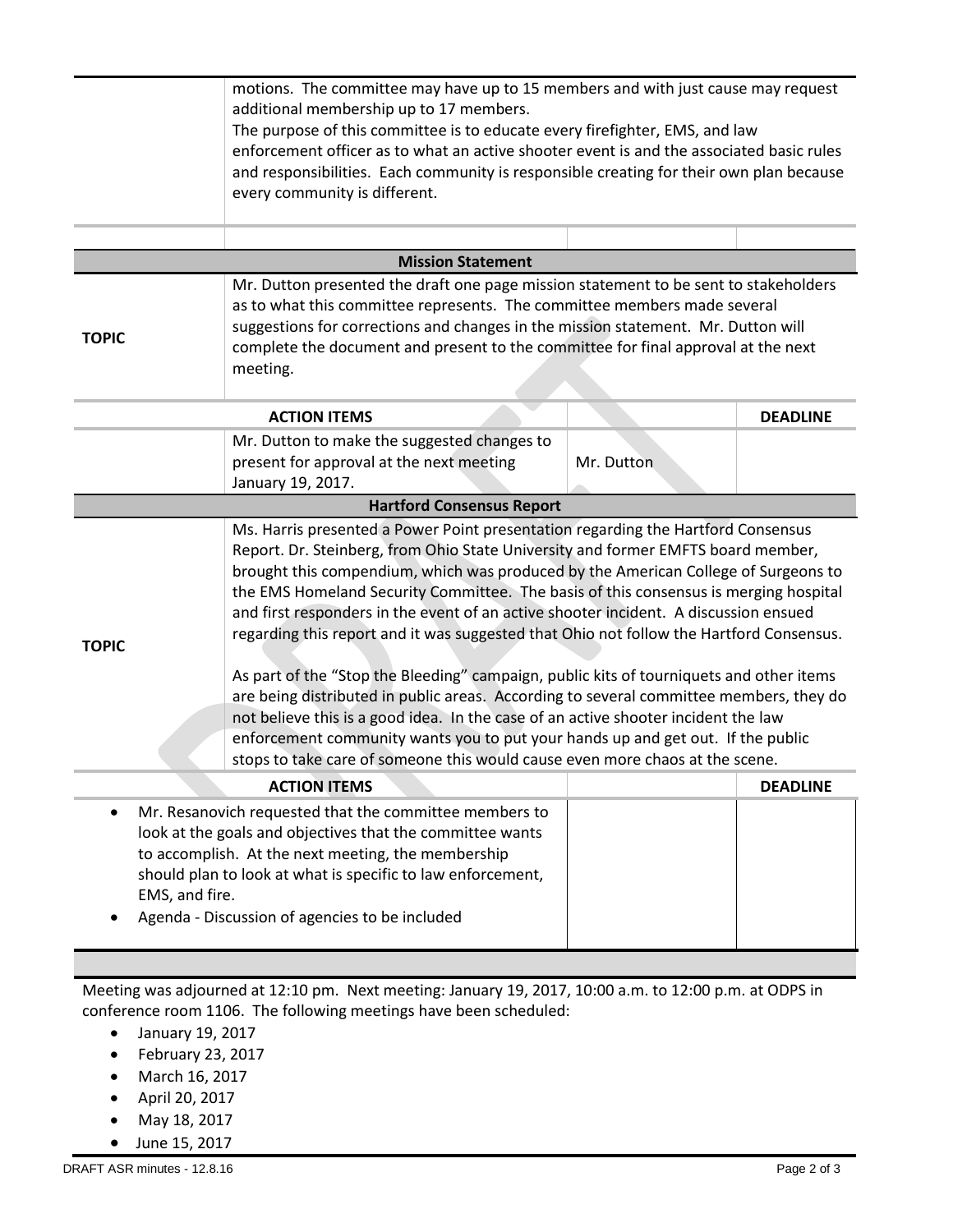| | |
|---|---|
| | motions. The committee may have up to 15 members and with just cause may request additional membership up to 17 members. The purpose of this committee is to educate every firefighter, EMS, and law enforcement officer as to what an active shooter event is and the associated basic rules and responsibilities. Each community is responsible creating for their own plan because every community is different. |

**Mission Statement**

| | |
|---|---|
| **TOPIC** | Mr. Dutton presented the draft one page mission statement to be sent to stakeholders as to what this committee represents. The committee members made several suggestions for corrections and changes in the mission statement. Mr. Dutton will complete the document and present to the committee for final approval at the next meeting. |

| ACTION ITEMS | | | DEADLINE |
|---|---|---|---|
| | Mr. Dutton to make the suggested changes to present for approval at the next meeting January 19, 2017. | Mr. Dutton | |

**Hartford Consensus Report**

| | |
|---|---|
| **TOPIC** | Ms. Harris presented a Power Point presentation regarding the Hartford Consensus Report. Dr. Steinberg, from Ohio State University and former EMFTS board member, brought this compendium, which was produced by the American College of Surgeons to the EMS Homeland Security Committee. The basis of this consensus is merging hospital and first responders in the event of an active shooter incident. A discussion ensued regarding this report and it was suggested that Ohio not follow the Hartford Consensus.<br><br>As part of the "Stop the Bleeding" campaign, public kits of tourniquets and other items are being distributed in public areas. According to several committee members, they do not believe this is a good idea. In the case of an active shooter incident the law enforcement community wants you to put your hands up and get out. If the public stops to take care of someone this would cause even more chaos at the scene. |

| ACTION ITEMS | | DEADLINE |
|---|---|---|
| • Mr. Resanovich requested that the committee members to look at the goals and objectives that the committee wants to accomplish. At the next meeting, the membership should plan to look at what is specific to law enforcement, EMS, and fire.<br>• Agenda - Discussion of agencies to be included | | |

Meeting was adjourned at 12:10 pm. Next meeting: January 19, 2017, 10:00 a.m. to 12:00 p.m. at ODPS in conference room 1106. The following meetings have been scheduled:

- January 19, 2017
- February 23, 2017
- March 16, 2017
- April 20, 2017
- May 18, 2017
- June 15, 2017